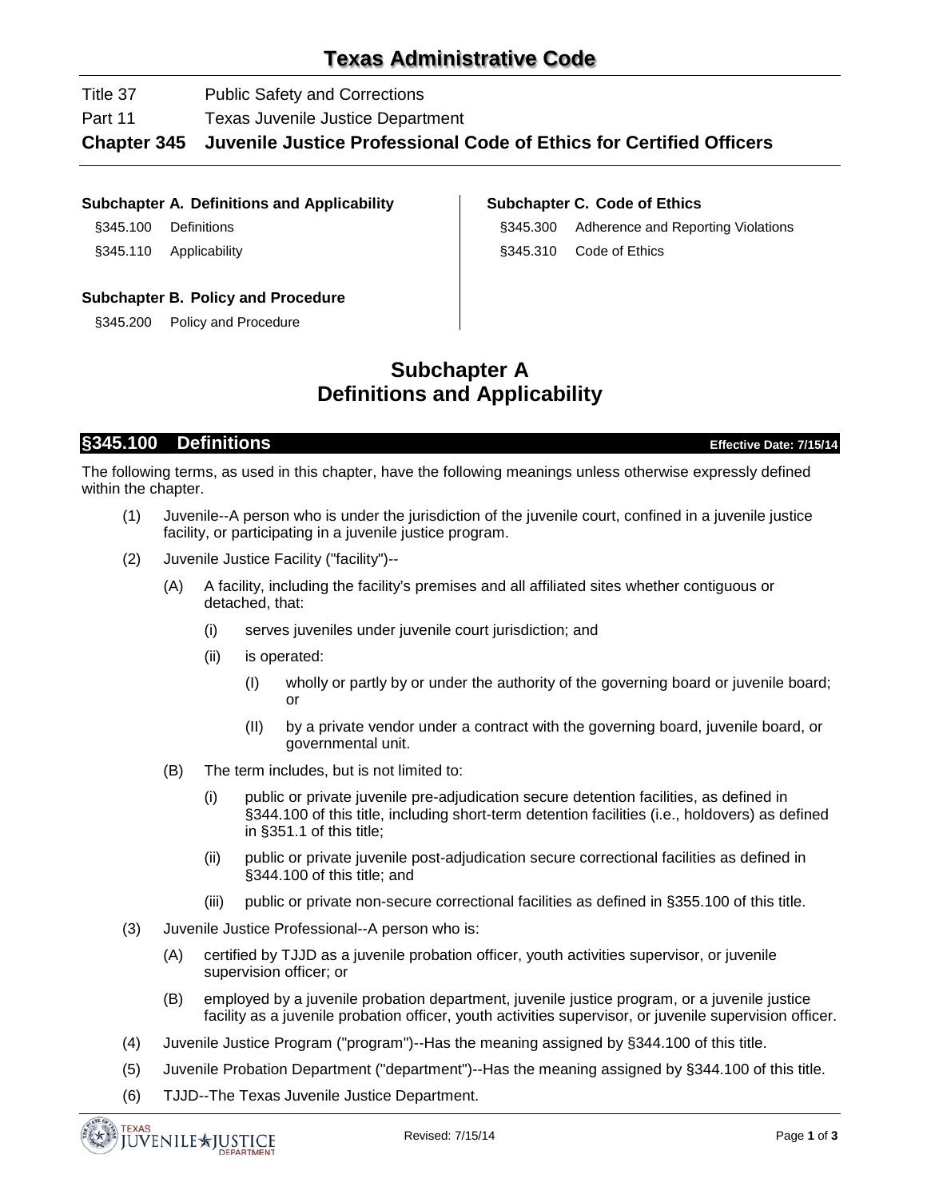# Texas Administrative Code

Title 37 Public Safety and Corrections

Part 11 Texas Juvenile Justice Department

**Chapter 345 Juvenile Justice Professional Code of Ethics for Certified Officers**

**Subchapter A. Definitions and Applicability**

§345.100 Definitions

§345.110 Applicability

**Subchapter B. Policy and Procedure**

§345.200 Policy and Procedure

**Subchapter C. Code of Ethics**

§345.300 Adherence and Reporting Violations

§345.310 Code of Ethics

## Subchapter A
## Definitions and Applicability

### §345.100 Definitions

**Effective Date: 7/15/14**

The following terms, as used in this chapter, have the following meanings unless otherwise expressly defined within the chapter.

(1) Juvenile--A person who is under the jurisdiction of the juvenile court, confined in a juvenile justice facility, or participating in a juvenile justice program.

(2) Juvenile Justice Facility ("facility")--

(A) A facility, including the facility's premises and all affiliated sites whether contiguous or detached, that:

(i) serves juveniles under juvenile court jurisdiction; and

(ii) is operated:

(I) wholly or partly by or under the authority of the governing board or juvenile board; or

(II) by a private vendor under a contract with the governing board, juvenile board, or governmental unit.

(B) The term includes, but is not limited to:

(i) public or private juvenile pre-adjudication secure detention facilities, as defined in §344.100 of this title, including short-term detention facilities (i.e., holdovers) as defined in §351.1 of this title;

(ii) public or private juvenile post-adjudication secure correctional facilities as defined in §344.100 of this title; and

(iii) public or private non-secure correctional facilities as defined in §355.100 of this title.

(3) Juvenile Justice Professional--A person who is:

(A) certified by TJJD as a juvenile probation officer, youth activities supervisor, or juvenile supervision officer; or

(B) employed by a juvenile probation department, juvenile justice program, or a juvenile justice facility as a juvenile probation officer, youth activities supervisor, or juvenile supervision officer.

(4) Juvenile Justice Program ("program")--Has the meaning assigned by §344.100 of this title.

(5) Juvenile Probation Department ("department")--Has the meaning assigned by §344.100 of this title.

(6) TJJD--The Texas Juvenile Justice Department.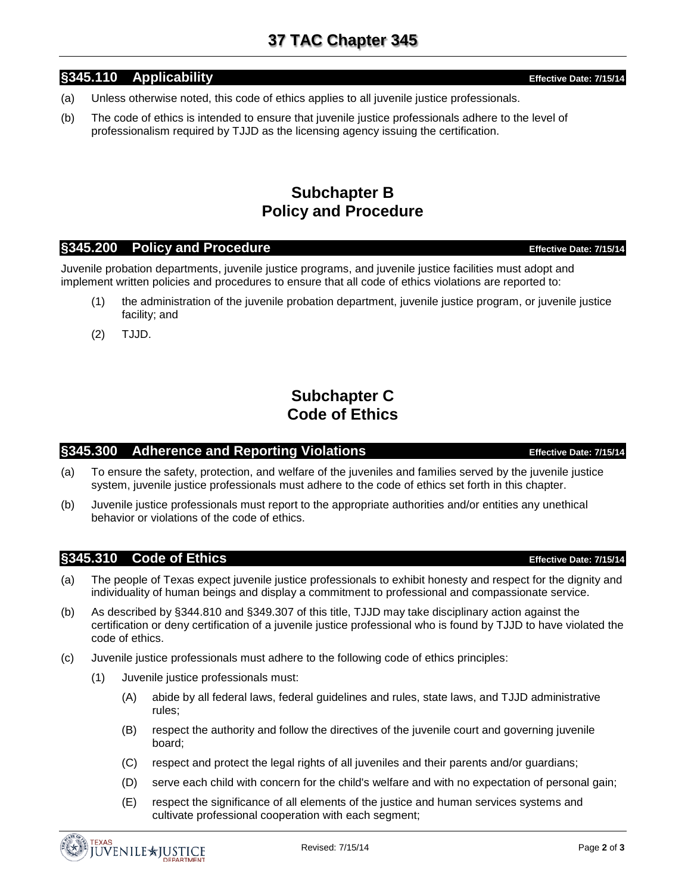## §345.110 Applicability

Effective Date: 7/15/14

(a) Unless otherwise noted, this code of ethics applies to all juvenile justice professionals.

(b) The code of ethics is intended to ensure that juvenile justice professionals adhere to the level of professionalism required by TJJD as the licensing agency issuing the certification.

# Subchapter B
# Policy and Procedure

## §345.200 Policy and Procedure

Effective Date: 7/15/14

Juvenile probation departments, juvenile justice programs, and juvenile justice facilities must adopt and implement written policies and procedures to ensure that all code of ethics violations are reported to:

(1) the administration of the juvenile probation department, juvenile justice program, or juvenile justice facility; and

(2) TJJD.

# Subchapter C
# Code of Ethics

## §345.300 Adherence and Reporting Violations

Effective Date: 7/15/14

(a) To ensure the safety, protection, and welfare of the juveniles and families served by the juvenile justice system, juvenile justice professionals must adhere to the code of ethics set forth in this chapter.

(b) Juvenile justice professionals must report to the appropriate authorities and/or entities any unethical behavior or violations of the code of ethics.

## §345.310 Code of Ethics

Effective Date: 7/15/14

(a) The people of Texas expect juvenile justice professionals to exhibit honesty and respect for the dignity and individuality of human beings and display a commitment to professional and compassionate service.

(b) As described by §344.810 and §349.307 of this title, TJJD may take disciplinary action against the certification or deny certification of a juvenile justice professional who is found by TJJD to have violated the code of ethics.

(c) Juvenile justice professionals must adhere to the following code of ethics principles:

(1) Juvenile justice professionals must:

(A) abide by all federal laws, federal guidelines and rules, state laws, and TJJD administrative rules;

(B) respect the authority and follow the directives of the juvenile court and governing juvenile board;

(C) respect and protect the legal rights of all juveniles and their parents and/or guardians;

(D) serve each child with concern for the child's welfare and with no expectation of personal gain;

(E) respect the significance of all elements of the justice and human services systems and cultivate professional cooperation with each segment;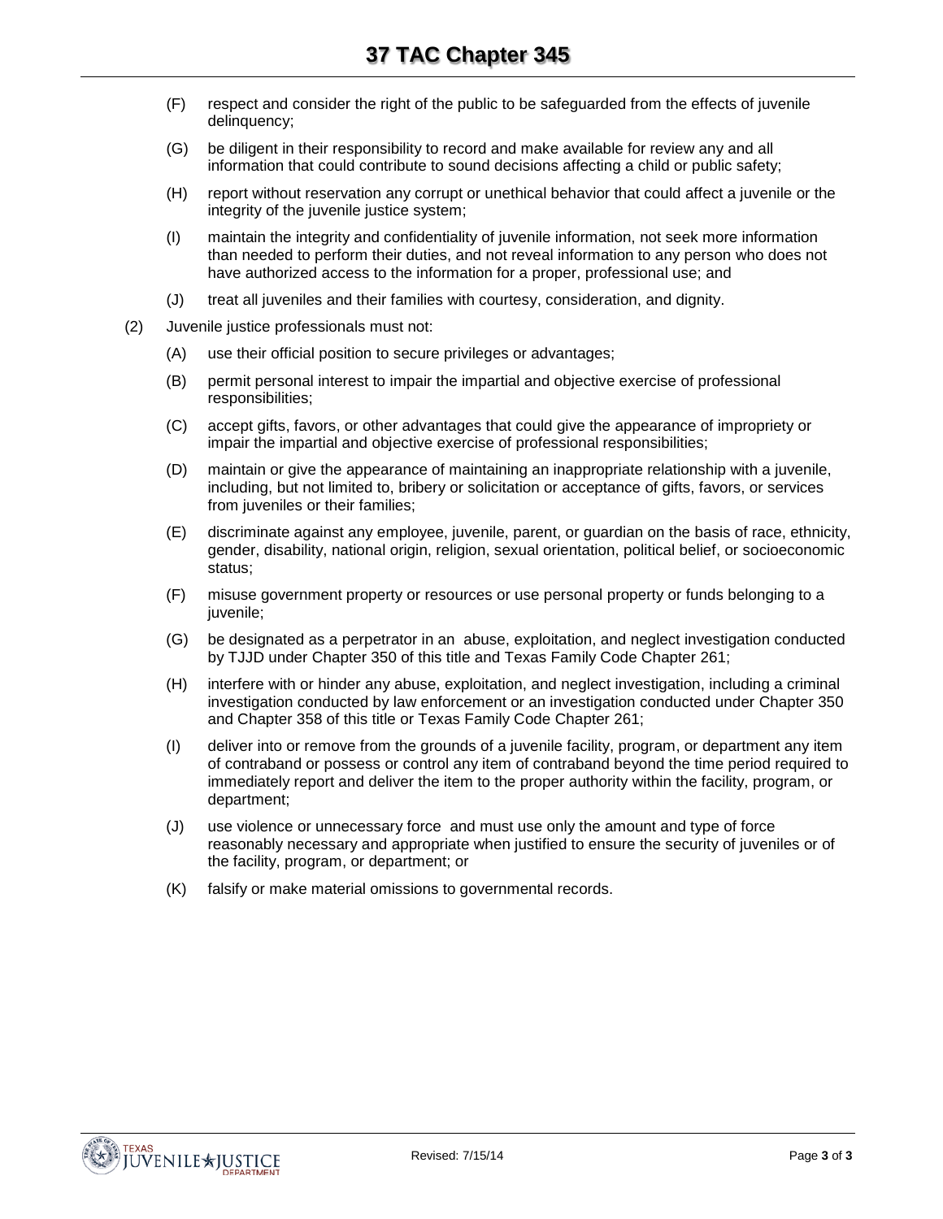(F) respect and consider the right of the public to be safeguarded from the effects of juvenile delinquency;

(G) be diligent in their responsibility to record and make available for review any and all information that could contribute to sound decisions affecting a child or public safety;

(H) report without reservation any corrupt or unethical behavior that could affect a juvenile or the integrity of the juvenile justice system;

(I) maintain the integrity and confidentiality of juvenile information, not seek more information than needed to perform their duties, and not reveal information to any person who does not have authorized access to the information for a proper, professional use; and

(J) treat all juveniles and their families with courtesy, consideration, and dignity.

(2) Juvenile justice professionals must not:

(A) use their official position to secure privileges or advantages;

(B) permit personal interest to impair the impartial and objective exercise of professional responsibilities;

(C) accept gifts, favors, or other advantages that could give the appearance of impropriety or impair the impartial and objective exercise of professional responsibilities;

(D) maintain or give the appearance of maintaining an inappropriate relationship with a juvenile, including, but not limited to, bribery or solicitation or acceptance of gifts, favors, or services from juveniles or their families;

(E) discriminate against any employee, juvenile, parent, or guardian on the basis of race, ethnicity, gender, disability, national origin, religion, sexual orientation, political belief, or socioeconomic status;

(F) misuse government property or resources or use personal property or funds belonging to a juvenile;

(G) be designated as a perpetrator in an abuse, exploitation, and neglect investigation conducted by TJJD under Chapter 350 of this title and Texas Family Code Chapter 261;

(H) interfere with or hinder any abuse, exploitation, and neglect investigation, including a criminal investigation conducted by law enforcement or an investigation conducted under Chapter 350 and Chapter 358 of this title or Texas Family Code Chapter 261;

(I) deliver into or remove from the grounds of a juvenile facility, program, or department any item of contraband or possess or control any item of contraband beyond the time period required to immediately report and deliver the item to the proper authority within the facility, program, or department;

(J) use violence or unnecessary force and must use only the amount and type of force reasonably necessary and appropriate when justified to ensure the security of juveniles or of the facility, program, or department; or

(K) falsify or make material omissions to governmental records.